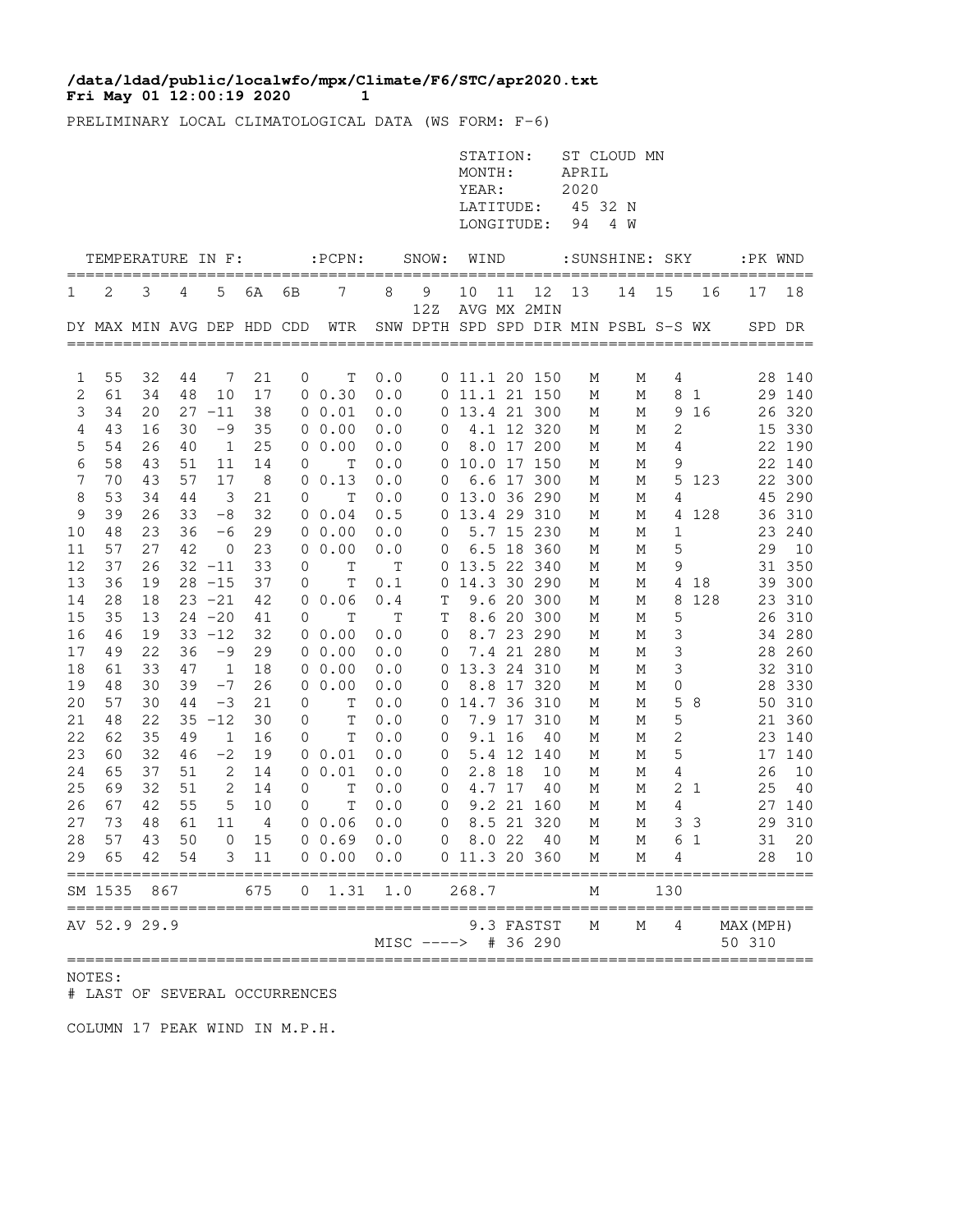**/data/ldad/public/localwfo/mpx/Climate/F6/STC/apr2020.txt**
**Fri May 01 12:00:19 2020 1**

PRELIMINARY LOCAL CLIMATOLOGICAL DATA (WS FORM: F-6)

STATION: ST CLOUD MN
MONTH: APRIL
YEAR: 2020
LATITUDE: 45 32 N
LONGITUDE: 94 4 W

| TEMPERATURE IN F: | | | | | | | :PCPN: | SNOW: | | WIND | | | :SUNSHINE: | | SKY | | :PK WND | |
|---|---|---|---|---|---|---|---|---|---|---|---|---|---|---|---|---|---|---|
| 1 | 2 | 3 | 4 | 5 | 6A | 6B | 7 | 8 | 9 12Z | 10 AVG | 11 MX | 12 2MIN | 13 | 14 | 15 | 16 | 17 | 18 |
| DY | MAX | MIN | AVG | DEP | HDD | CDD | WTR | SNW | DPTH | SPD | SPD | DIR | MIN | PSBL | S-S | WX | SPD | DR |
| 1 | 55 | 32 | 44 | 7 | 21 | 0 | T | 0.0 | 0 | 11.1 | 20 | 150 | M | M | 4 | | 28 | 140 |
| 2 | 61 | 34 | 48 | 10 | 17 | 0 | 0.30 | 0.0 | 0 | 11.1 | 21 | 150 | M | M | 8 | 1 | 29 | 140 |
| 3 | 34 | 20 | 27 | -11 | 38 | 0 | 0.01 | 0.0 | 0 | 13.4 | 21 | 300 | M | M | 9 | 16 | 26 | 320 |
| 4 | 43 | 16 | 30 | -9 | 35 | 0 | 0.00 | 0.0 | 0 | 4.1 | 12 | 320 | M | M | 2 | | 15 | 330 |
| 5 | 54 | 26 | 40 | 1 | 25 | 0 | 0.00 | 0.0 | 0 | 8.0 | 17 | 200 | M | M | 4 | | 22 | 190 |
| 6 | 58 | 43 | 51 | 11 | 14 | 0 | T | 0.0 | 0 | 10.0 | 17 | 150 | M | M | 9 | | 22 | 140 |
| 7 | 70 | 43 | 57 | 17 | 8 | 0 | 0.13 | 0.0 | 0 | 6.6 | 17 | 300 | M | M | 5 | 123 | 22 | 300 |
| 8 | 53 | 34 | 44 | 3 | 21 | 0 | T | 0.0 | 0 | 13.0 | 36 | 290 | M | M | 4 | | 45 | 290 |
| 9 | 39 | 26 | 33 | -8 | 32 | 0 | 0.04 | 0.5 | 0 | 13.4 | 29 | 310 | M | M | 4 | 128 | 36 | 310 |
| 10 | 48 | 23 | 36 | -6 | 29 | 0 | 0.00 | 0.0 | 0 | 5.7 | 15 | 230 | M | M | 1 | | 23 | 240 |
| 11 | 57 | 27 | 42 | 0 | 23 | 0 | 0.00 | 0.0 | 0 | 6.5 | 18 | 360 | M | M | 5 | | 29 | 10 |
| 12 | 37 | 26 | 32 | -11 | 33 | 0 | T | T | 0 | 13.5 | 22 | 340 | M | M | 9 | | 31 | 350 |
| 13 | 36 | 19 | 28 | -15 | 37 | 0 | T | 0.1 | 0 | 14.3 | 30 | 290 | M | M | 4 | 18 | 39 | 300 |
| 14 | 28 | 18 | 23 | -21 | 42 | 0 | 0.06 | 0.4 | T | 9.6 | 20 | 300 | M | M | 8 | 128 | 23 | 310 |
| 15 | 35 | 13 | 24 | -20 | 41 | 0 | T | T | T | 8.6 | 20 | 300 | M | M | 5 | | 26 | 310 |
| 16 | 46 | 19 | 33 | -12 | 32 | 0 | 0.00 | 0.0 | 0 | 8.7 | 23 | 290 | M | M | 3 | | 34 | 280 |
| 17 | 49 | 22 | 36 | -9 | 29 | 0 | 0.00 | 0.0 | 0 | 7.4 | 21 | 280 | M | M | 3 | | 28 | 260 |
| 18 | 61 | 33 | 47 | 1 | 18 | 0 | 0.00 | 0.0 | 0 | 13.3 | 24 | 310 | M | M | 3 | | 32 | 310 |
| 19 | 48 | 30 | 39 | -7 | 26 | 0 | 0.00 | 0.0 | 0 | 8.8 | 17 | 320 | M | M | 0 | | 28 | 330 |
| 20 | 57 | 30 | 44 | -3 | 21 | 0 | T | 0.0 | 0 | 14.7 | 36 | 310 | M | M | 5 | 8 | 50 | 310 |
| 21 | 48 | 22 | 35 | -12 | 30 | 0 | T | 0.0 | 0 | 7.9 | 17 | 310 | M | M | 5 | | 21 | 360 |
| 22 | 62 | 35 | 49 | 1 | 16 | 0 | T | 0.0 | 0 | 9.1 | 16 | 40 | M | M | 2 | | 23 | 140 |
| 23 | 60 | 32 | 46 | -2 | 19 | 0 | 0.01 | 0.0 | 0 | 5.4 | 12 | 140 | M | M | 5 | | 17 | 140 |
| 24 | 65 | 37 | 51 | 2 | 14 | 0 | 0.01 | 0.0 | 0 | 2.8 | 18 | 10 | M | M | 4 | | 26 | 10 |
| 25 | 69 | 32 | 51 | 2 | 14 | 0 | T | 0.0 | 0 | 4.7 | 17 | 40 | M | M | 2 | 1 | 25 | 40 |
| 26 | 67 | 42 | 55 | 5 | 10 | 0 | T | 0.0 | 0 | 9.2 | 21 | 160 | M | M | 4 | | 27 | 140 |
| 27 | 73 | 48 | 61 | 11 | 4 | 0 | 0.06 | 0.0 | 0 | 8.5 | 21 | 320 | M | M | 3 | 3 | 29 | 310 |
| 28 | 57 | 43 | 50 | 0 | 15 | 0 | 0.69 | 0.0 | 0 | 8.0 | 22 | 40 | M | M | 6 | 1 | 31 | 20 |
| 29 | 65 | 42 | 54 | 3 | 11 | 0 | 0.00 | 0.0 | 0 | 11.3 | 20 | 360 | M | M | 4 | | 28 | 10 |
| SM | 1535 | 867 | | | 675 | 0 | 1.31 | 1.0 | | 268.7 | | | M | | 130 | | | |
| AV | 52.9 | 29.9 | | | | | | | | 9.3 | FASTST | | M | M | 4 | | MAX(MPH) | |
| | | | | | | | | MISC ----> | | # | 36 | 290 | | | | | 50 | 310 |

NOTES:
# LAST OF SEVERAL OCCURRENCES

COLUMN 17 PEAK WIND IN M.P.H.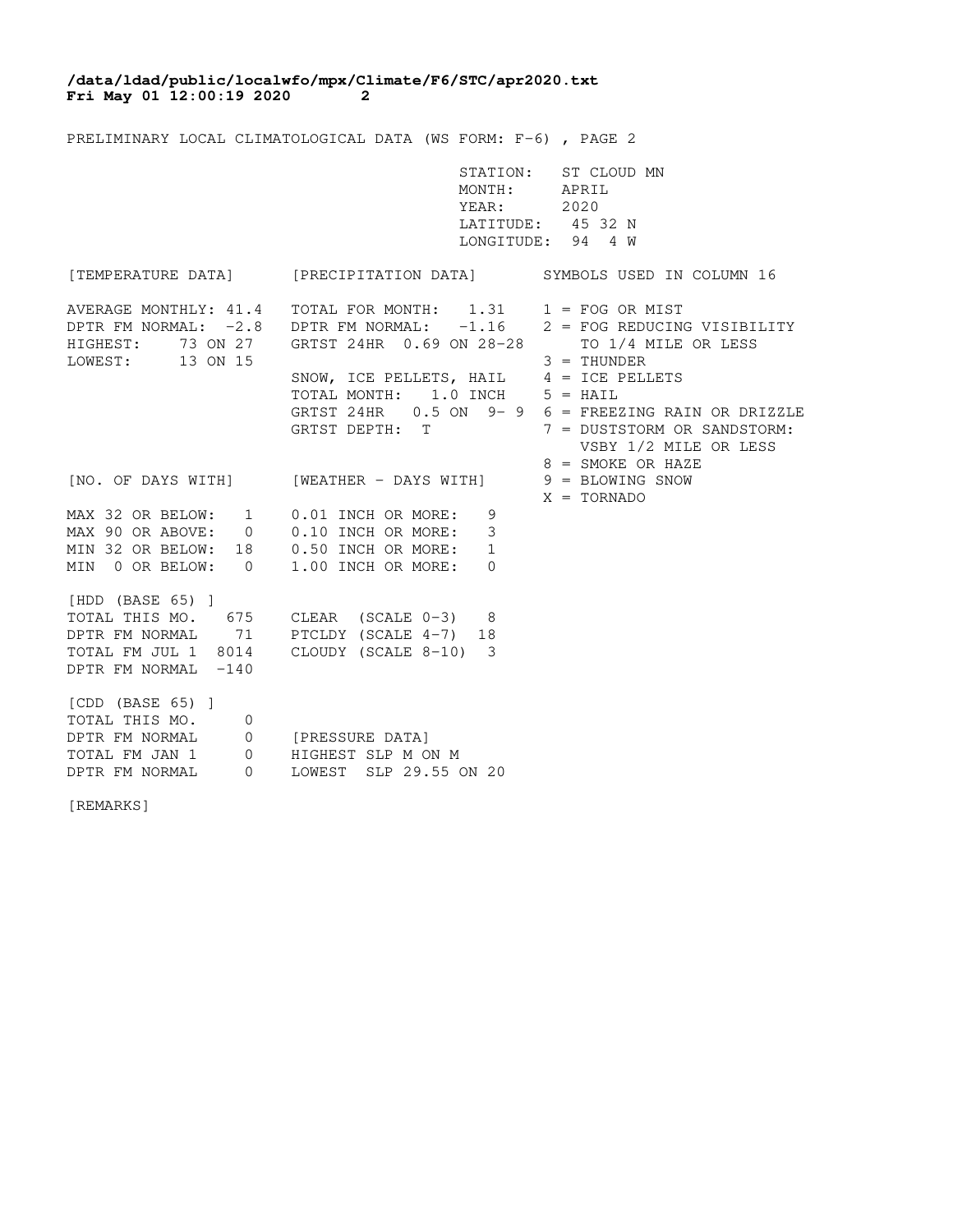**/data/ldad/public/localwfo/mpx/Climate/F6/STC/apr2020.txt**
**Fri May 01 12:00:19 2020 2**

PRELIMINARY LOCAL CLIMATOLOGICAL DATA (WS FORM: F-6) , PAGE 2

```
                                        STATION:   ST CLOUD MN
                                        MONTH:     APRIL
                                        YEAR:      2020
                                        LATITUDE:   45 32 N
                                        LONGITUDE:  94  4 W

[TEMPERATURE DATA]      [PRECIPITATION DATA]       SYMBOLS USED IN COLUMN 16

AVERAGE MONTHLY: 41.4   TOTAL FOR MONTH:   1.31    1 = FOG OR MIST
DPTR FM NORMAL:  -2.8   DPTR FM NORMAL:   -1.16    2 = FOG REDUCING VISIBILITY
HIGHEST:    73 ON 27    GRTST 24HR  0.69 ON 28-28      TO 1/4 MILE OR LESS
LOWEST:     13 ON 15                               3 = THUNDER
                        SNOW, ICE PELLETS, HAIL    4 = ICE PELLETS
                        TOTAL MONTH:   1.0 INCH    5 = HAIL
                        GRTST 24HR   0.5 ON  9- 9  6 = FREEZING RAIN OR DRIZZLE
                        GRTST DEPTH:  T            7 = DUSTSTORM OR SANDSTORM:
                                                       VSBY 1/2 MILE OR LESS
                                                   8 = SMOKE OR HAZE
[NO. OF DAYS WITH]      [WEATHER - DAYS WITH]      9 = BLOWING SNOW
                                                   X = TORNADO
MAX 32 OR BELOW:   1    0.01 INCH OR MORE:   9
MAX 90 OR ABOVE:   0    0.10 INCH OR MORE:   3
MIN 32 OR BELOW:  18    0.50 INCH OR MORE:   1
MIN  0 OR BELOW:   0    1.00 INCH OR MORE:   0

[HDD (BASE 65) ]
TOTAL THIS MO.   675    CLEAR  (SCALE 0-3)   8
DPTR FM NORMAL    71    PTCLDY (SCALE 4-7)  18
TOTAL FM JUL 1  8014    CLOUDY (SCALE 8-10)  3
DPTR FM NORMAL  -140

[CDD (BASE 65) ]
TOTAL THIS MO.     0
DPTR FM NORMAL     0    [PRESSURE DATA]
TOTAL FM JAN 1     0    HIGHEST SLP M ON M
DPTR FM NORMAL     0    LOWEST  SLP 29.55 ON 20

[REMARKS]
```